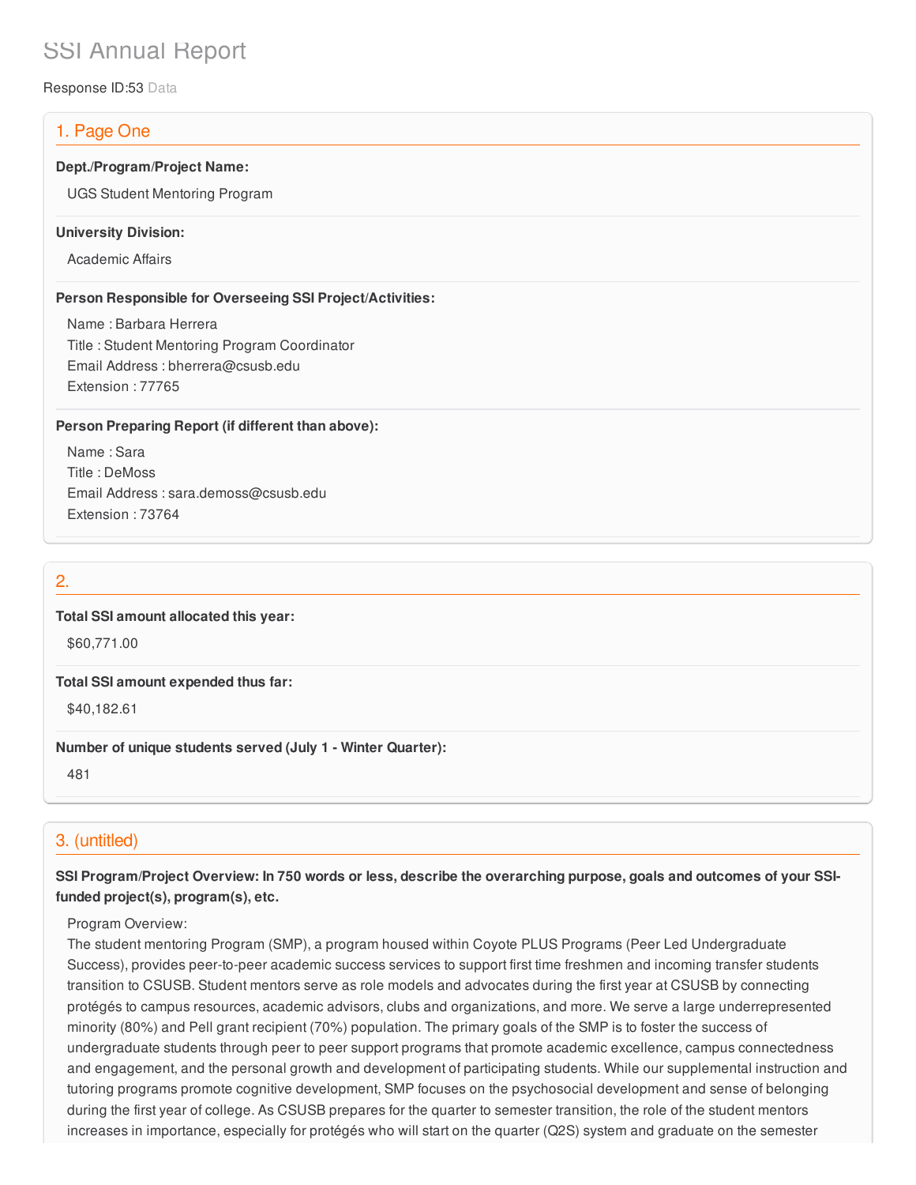# SSI Annual Report

Response ID:53 Data

## 1. Page One

**Dept./Program/Project Name:**

UGS Student Mentoring Program

**University Division:**

Academic Affairs

**Person Responsible for Overseeing SSI Project/Activities:**

Name : Barbara Herrera
Title : Student Mentoring Program Coordinator
Email Address : bherrera@csusb.edu
Extension : 77765

**Person Preparing Report (if different than above):**

Name : Sara
Title : DeMoss
Email Address : sara.demoss@csusb.edu
Extension : 73764

## 2.

**Total SSI amount allocated this year:**

$60,771.00

**Total SSI amount expended thus far:**

$40,182.61

**Number of unique students served (July 1 - Winter Quarter):**

481

## 3. (untitled)

**SSI Program/Project Overview: In 750 words or less, describe the overarching purpose, goals and outcomes of your SSI-funded project(s), program(s), etc.**

Program Overview:
The student mentoring Program (SMP), a program housed within Coyote PLUS Programs (Peer Led Undergraduate Success), provides peer-to-peer academic success services to support first time freshmen and incoming transfer students transition to CSUSB. Student mentors serve as role models and advocates during the first year at CSUSB by connecting protégés to campus resources, academic advisors, clubs and organizations, and more. We serve a large underrepresented minority (80%) and Pell grant recipient (70%) population. The primary goals of the SMP is to foster the success of undergraduate students through peer to peer support programs that promote academic excellence, campus connectedness and engagement, and the personal growth and development of participating students. While our supplemental instruction and tutoring programs promote cognitive development, SMP focuses on the psychosocial development and sense of belonging during the first year of college. As CSUSB prepares for the quarter to semester transition, the role of the student mentors increases in importance, especially for protégés who will start on the quarter (Q2S) system and graduate on the semester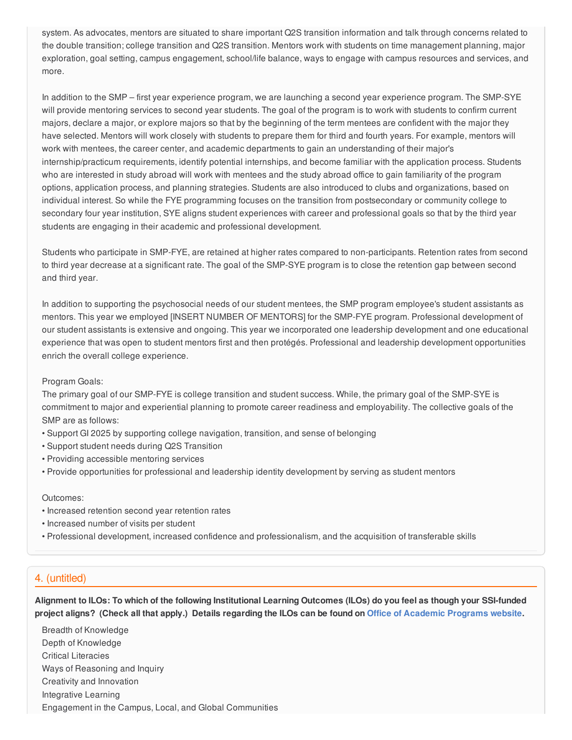system. As advocates, mentors are situated to share important Q2S transition information and talk through concerns related to the double transition; college transition and Q2S transition. Mentors work with students on time management planning, major exploration, goal setting, campus engagement, school/life balance, ways to engage with campus resources and services, and more.

In addition to the SMP – first year experience program, we are launching a second year experience program. The SMP-SYE will provide mentoring services to second year students. The goal of the program is to work with students to confirm current majors, declare a major, or explore majors so that by the beginning of the term mentees are confident with the major they have selected. Mentors will work closely with students to prepare them for third and fourth years. For example, mentors will work with mentees, the career center, and academic departments to gain an understanding of their major's internship/practicum requirements, identify potential internships, and become familiar with the application process. Students who are interested in study abroad will work with mentees and the study abroad office to gain familiarity of the program options, application process, and planning strategies. Students are also introduced to clubs and organizations, based on individual interest. So while the FYE programming focuses on the transition from postsecondary or community college to secondary four year institution, SYE aligns student experiences with career and professional goals so that by the third year students are engaging in their academic and professional development.

Students who participate in SMP-FYE, are retained at higher rates compared to non-participants. Retention rates from second to third year decrease at a significant rate. The goal of the SMP-SYE program is to close the retention gap between second and third year.

In addition to supporting the psychosocial needs of our student mentees, the SMP program employee's student assistants as mentors. This year we employed [INSERT NUMBER OF MENTORS] for the SMP-FYE program. Professional development of our student assistants is extensive and ongoing. This year we incorporated one leadership development and one educational experience that was open to student mentors first and then protégés. Professional and leadership development opportunities enrich the overall college experience.

Program Goals:
The primary goal of our SMP-FYE is college transition and student success. While, the primary goal of the SMP-SYE is commitment to major and experiential planning to promote career readiness and employability. The collective goals of the SMP are as follows:

- Support GI 2025 by supporting college navigation, transition, and sense of belonging
- Support student needs during Q2S Transition
- Providing accessible mentoring services
- Provide opportunities for professional and leadership identity development by serving as student mentors

Outcomes:

- Increased retention second year retention rates
- Increased number of visits per student
- Professional development, increased confidence and professionalism, and the acquisition of transferable skills

## 4. (untitled)

**Alignment to ILOs: To which of the following Institutional Learning Outcomes (ILOs) do you feel as though your SSI-funded project aligns? (Check all that apply.) Details regarding the ILOs can be found on Office of Academic Programs website.**

Breadth of Knowledge
Depth of Knowledge
Critical Literacies
Ways of Reasoning and Inquiry
Creativity and Innovation
Integrative Learning
Engagement in the Campus, Local, and Global Communities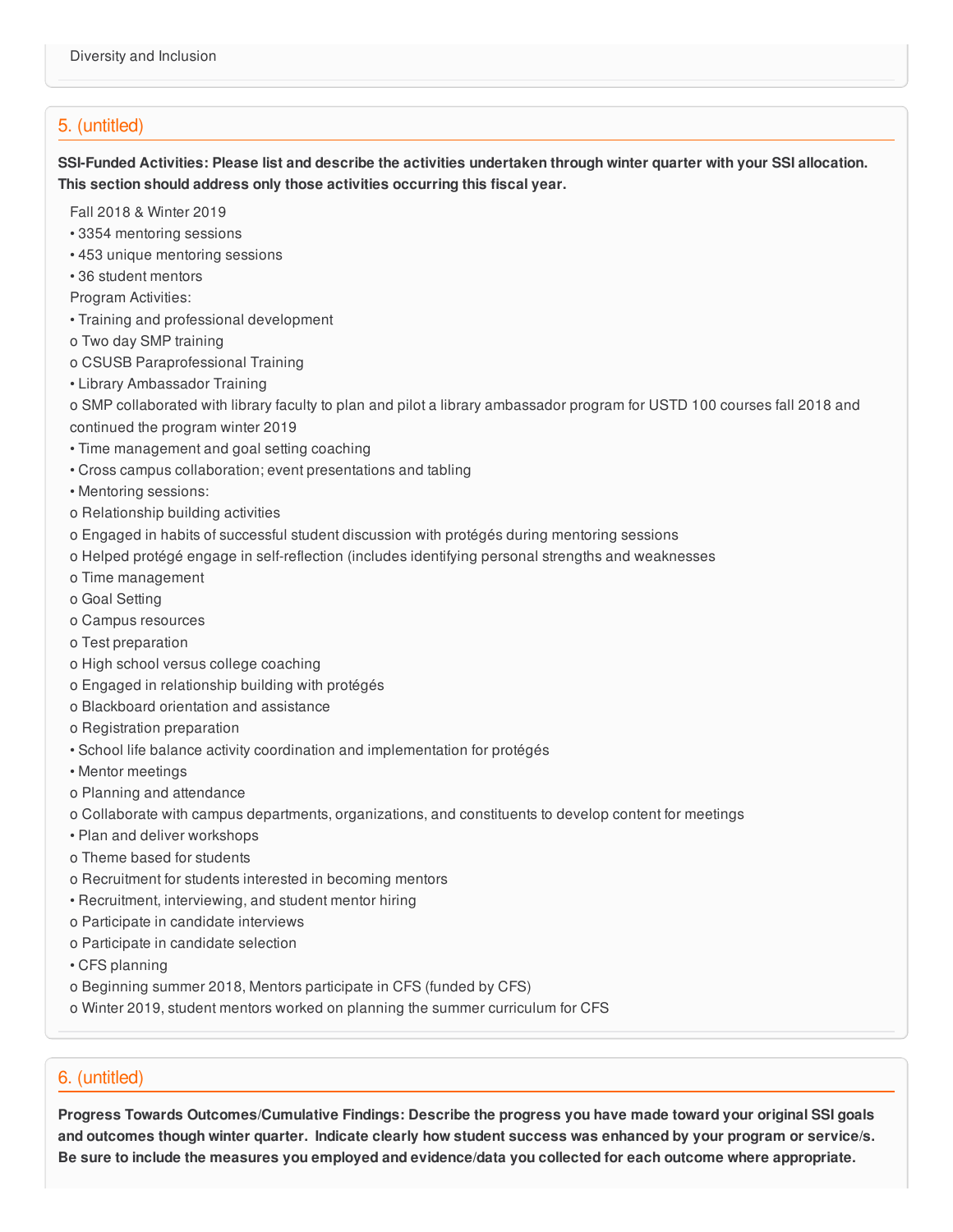Diversity and Inclusion

## 5. (untitled)

**SSI-Funded Activities: Please list and describe the activities undertaken through winter quarter with your SSI allocation. This section should address only those activities occurring this fiscal year.**

Fall 2018 & Winter 2019

• 3354 mentoring sessions

• 453 unique mentoring sessions

• 36 student mentors

Program Activities:

• Training and professional development

o Two day SMP training

o CSUSB Paraprofessional Training

• Library Ambassador Training

o SMP collaborated with library faculty to plan and pilot a library ambassador program for USTD 100 courses fall 2018 and continued the program winter 2019

• Time management and goal setting coaching

• Cross campus collaboration; event presentations and tabling

• Mentoring sessions:

o Relationship building activities

o Engaged in habits of successful student discussion with protégés during mentoring sessions

o Helped protégé engage in self-reflection (includes identifying personal strengths and weaknesses

o Time management

o Goal Setting

o Campus resources

o Test preparation

o High school versus college coaching

o Engaged in relationship building with protégés

o Blackboard orientation and assistance

o Registration preparation

• School life balance activity coordination and implementation for protégés

• Mentor meetings

o Planning and attendance

o Collaborate with campus departments, organizations, and constituents to develop content for meetings

• Plan and deliver workshops

o Theme based for students

o Recruitment for students interested in becoming mentors

• Recruitment, interviewing, and student mentor hiring

o Participate in candidate interviews

o Participate in candidate selection

• CFS planning

o Beginning summer 2018, Mentors participate in CFS (funded by CFS)

o Winter 2019, student mentors worked on planning the summer curriculum for CFS

## 6. (untitled)

**Progress Towards Outcomes/Cumulative Findings: Describe the progress you have made toward your original SSI goals and outcomes though winter quarter. Indicate clearly how student success was enhanced by your program or service/s. Be sure to include the measures you employed and evidence/data you collected for each outcome where appropriate.**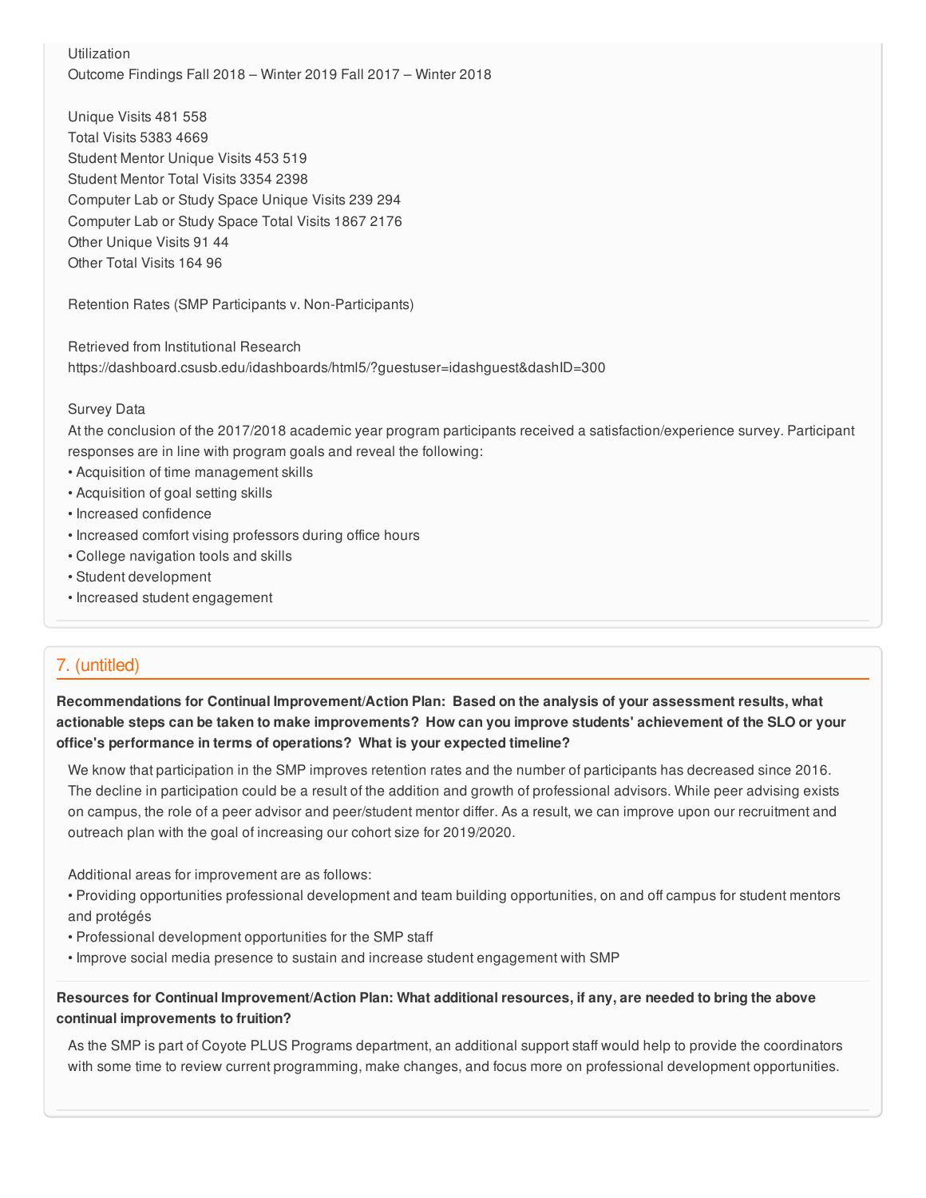Utilization

| Outcome Findings | Fall 2018 – Winter 2019 | Fall 2017 – Winter 2018 |
| --- | --- | --- |
| Unique Visits | 481 | 558 |
| Total Visits | 5383 | 4669 |
| Student Mentor Unique Visits | 453 | 519 |
| Student Mentor Total Visits | 3354 | 2398 |
| Computer Lab or Study Space Unique Visits | 239 | 294 |
| Computer Lab or Study Space Total Visits | 1867 | 2176 |
| Other Unique Visits | 91 | 44 |
| Other Total Visits | 164 | 96 |

Retention Rates (SMP Participants v. Non-Participants)

Retrieved from Institutional Research
https://dashboard.csusb.edu/idashboards/html5/?guestuser=idashguest&dashID=300

Survey Data

At the conclusion of the 2017/2018 academic year program participants received a satisfaction/experience survey. Participant responses are in line with program goals and reveal the following:

- Acquisition of time management skills
- Acquisition of goal setting skills
- Increased confidence
- Increased comfort vising professors during office hours
- College navigation tools and skills
- Student development
- Increased student engagement

## 7. (untitled)

**Recommendations for Continual Improvement/Action Plan: Based on the analysis of your assessment results, what actionable steps can be taken to make improvements? How can you improve students' achievement of the SLO or your office's performance in terms of operations? What is your expected timeline?**

We know that participation in the SMP improves retention rates and the number of participants has decreased since 2016. The decline in participation could be a result of the addition and growth of professional advisors. While peer advising exists on campus, the role of a peer advisor and peer/student mentor differ. As a result, we can improve upon our recruitment and outreach plan with the goal of increasing our cohort size for 2019/2020.

Additional areas for improvement are as follows:

- Providing opportunities professional development and team building opportunities, on and off campus for student mentors and protégés
- Professional development opportunities for the SMP staff
- Improve social media presence to sustain and increase student engagement with SMP

**Resources for Continual Improvement/Action Plan: What additional resources, if any, are needed to bring the above continual improvements to fruition?**

As the SMP is part of Coyote PLUS Programs department, an additional support staff would help to provide the coordinators with some time to review current programming, make changes, and focus more on professional development opportunities.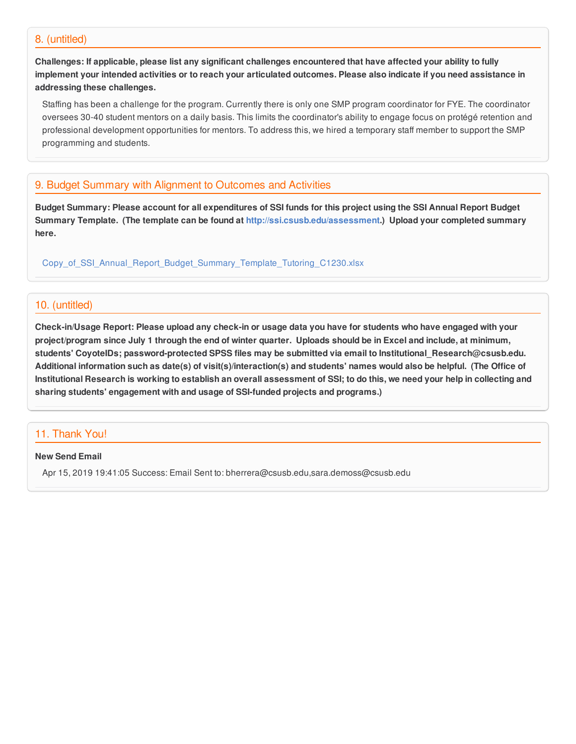## 8. (untitled)

**Challenges: If applicable, please list any significant challenges encountered that have affected your ability to fully implement your intended activities or to reach your articulated outcomes. Please also indicate if you need assistance in addressing these challenges.**

Staffing has been a challenge for the program. Currently there is only one SMP program coordinator for FYE. The coordinator oversees 30-40 student mentors on a daily basis. This limits the coordinator's ability to engage focus on protégé retention and professional development opportunities for mentors. To address this, we hired a temporary staff member to support the SMP programming and students.

## 9. Budget Summary with Alignment to Outcomes and Activities

**Budget Summary: Please account for all expenditures of SSI funds for this project using the SSI Annual Report Budget Summary Template. (The template can be found at http://ssi.csusb.edu/assessment.) Upload your completed summary here.**

Copy_of_SSI_Annual_Report_Budget_Summary_Template_Tutoring_C1230.xlsx

## 10. (untitled)

**Check-in/Usage Report: Please upload any check-in or usage data you have for students who have engaged with your project/program since July 1 through the end of winter quarter. Uploads should be in Excel and include, at minimum, students' CoyoteIDs; password-protected SPSS files may be submitted via email to Institutional_Research@csusb.edu. Additional information such as date(s) of visit(s)/interaction(s) and students' names would also be helpful. (The Office of Institutional Research is working to establish an overall assessment of SSI; to do this, we need your help in collecting and sharing students' engagement with and usage of SSI-funded projects and programs.)**

## 11. Thank You!

**New Send Email**

Apr 15, 2019 19:41:05 Success: Email Sent to: bherrera@csusb.edu,sara.demoss@csusb.edu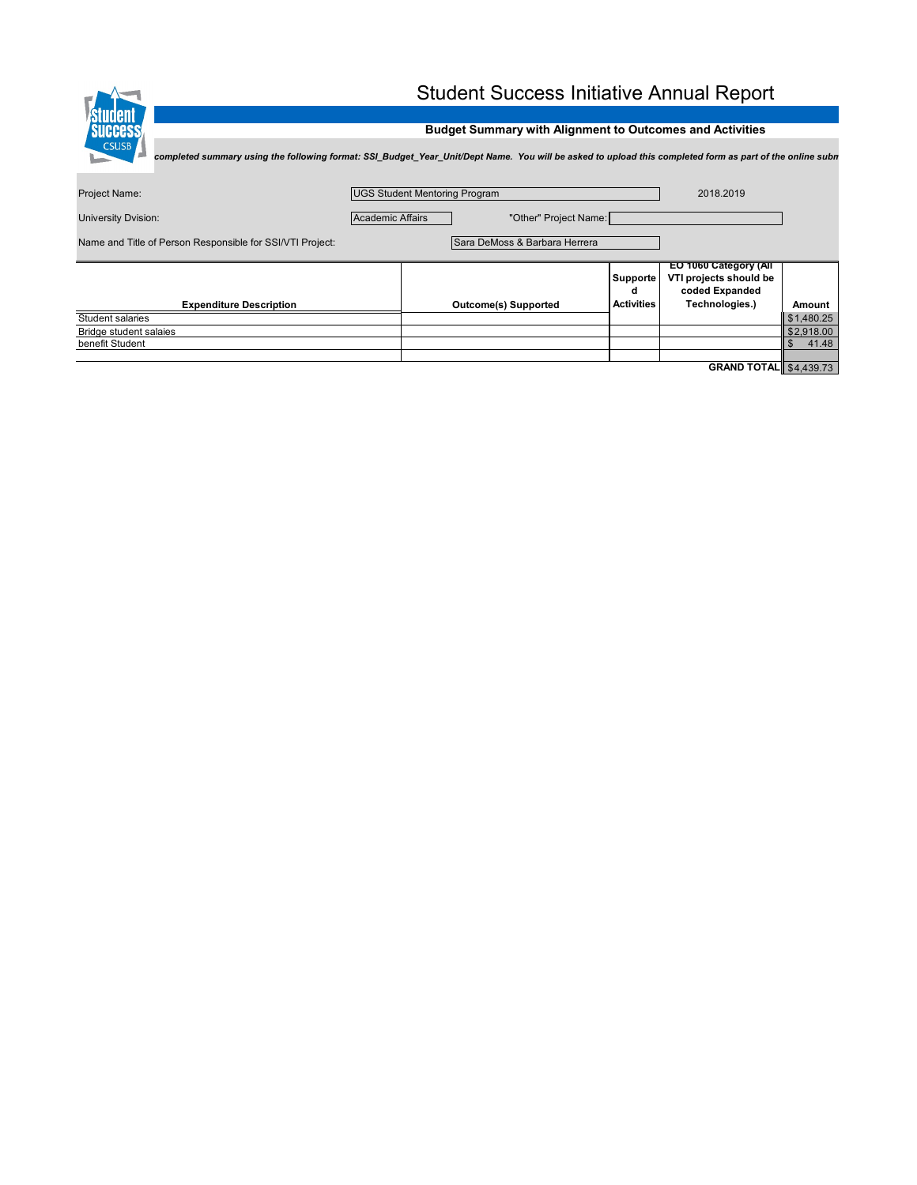# Student Success Initiative Annual Report

## Budget Summary with Alignment to Outcomes and Activities

*completed summary using the following format: SSI_Budget_Year_Unit/Dept Name. You will be asked to upload this completed form as part of the online subn*

Project Name: UGS Student Mentoring Program — 2018.2019

University Dvision: Academic Affairs — "Other" Project Name:

Name and Title of Person Responsible for SSI/VTI Project: Sara DeMoss & Barbara Herrera

| Expenditure Description | Outcome(s) Supported | Supported Activities | EO 1060 Category (All VTI projects should be coded Expanded Technologies.) | Amount |
|---|---|---|---|---|
| Student salaries | | | | $1,480.25 |
| Bridge student salaies | | | | $2,918.00 |
| benefit Student | | | | $ 41.48 |
| | | | | |
| | | | GRAND TOTAL | $4,439.73 |